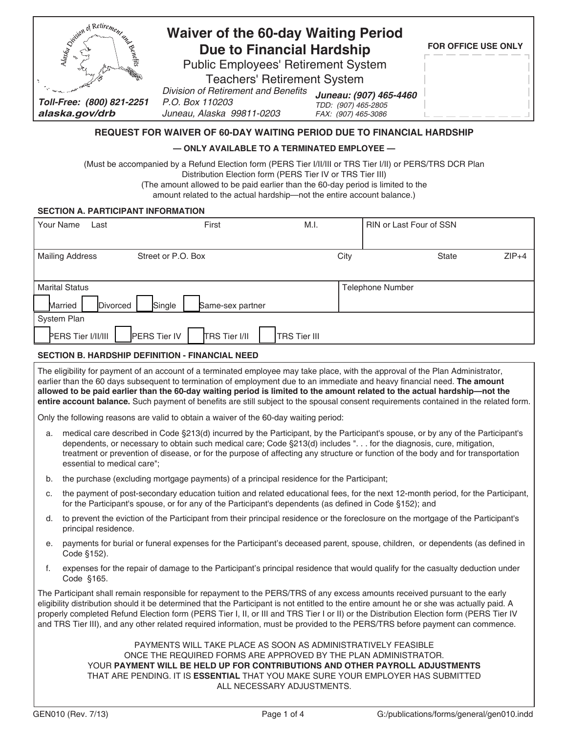# Waiver of the 60-day Waiting Period Due to Financial Hardship

Public Employees' Retirement System
Teachers' Retirement System

*Division of Retirement and Benefits*
*P.O. Box 110203*
*Juneau, Alaska 99811-0203*

***Juneau: (907) 465-4460***
*TDD: (907) 465-2805*
*FAX: (907) 465-3086*

***Toll-Free: (800) 821-2251***
***alaska.gov/drb***

**FOR OFFICE USE ONLY**

## REQUEST FOR WAIVER OF 60-DAY WAITING PERIOD DUE TO FINANCIAL HARDSHIP

**— ONLY AVAILABLE TO A TERMINATED EMPLOYEE —**

(Must be accompanied by a Refund Election form (PERS Tier I/II/III or TRS Tier I/II) or PERS/TRS DCR Plan Distribution Election form (PERS Tier IV or TRS Tier III)
(The amount allowed to be paid earlier than the 60-day period is limited to the amount related to the actual hardship—not the entire account balance.)

### SECTION A. PARTICIPANT INFORMATION

| Your Name Last | First | M.I. | RIN or Last Four of SSN |
|---|---|---|---|
| | | | |

| Mailing Address Street or P.O. Box | City | State | ZIP+4 |
|---|---|---|---|
| | | | |

| Marital Status | Telephone Number |
|---|---|
| ☐ Married ☐ Divorced ☐ Single ☐ Same-sex partner | |

System Plan

☐ PERS Tier I/II/III ☐ PERS Tier IV ☐ TRS Tier I/II ☐ TRS Tier III

### SECTION B. HARDSHIP DEFINITION - FINANCIAL NEED

The eligibility for payment of an account of a terminated employee may take place, with the approval of the Plan Administrator, earlier than the 60 days subsequent to termination of employment due to an immediate and heavy financial need. **The amount allowed to be paid earlier than the 60-day waiting period is limited to the amount related to the actual hardship—not the entire account balance.** Such payment of benefits are still subject to the spousal consent requirements contained in the related form.

Only the following reasons are valid to obtain a waiver of the 60-day waiting period:

a. medical care described in Code §213(d) incurred by the Participant, by the Participant's spouse, or by any of the Participant's dependents, or necessary to obtain such medical care; Code §213(d) includes ". . . for the diagnosis, cure, mitigation, treatment or prevention of disease, or for the purpose of affecting any structure or function of the body and for transportation essential to medical care";

b. the purchase (excluding mortgage payments) of a principal residence for the Participant;

c. the payment of post-secondary education tuition and related educational fees, for the next 12-month period, for the Participant, for the Participant's spouse, or for any of the Participant's dependents (as defined in Code §152); and

d. to prevent the eviction of the Participant from their principal residence or the foreclosure on the mortgage of the Participant's principal residence.

e. payments for burial or funeral expenses for the Participant's deceased parent, spouse, children, or dependents (as defined in Code §152).

f. expenses for the repair of damage to the Participant's principal residence that would qualify for the casualty deduction under Code §165.

The Participant shall remain responsible for repayment to the PERS/TRS of any excess amounts received pursuant to the early eligibility distribution should it be determined that the Participant is not entitled to the entire amount he or she was actually paid. A properly completed Refund Election form (PERS Tier I, II, or III and TRS Tier I or II) or the Distribution Election form (PERS Tier IV and TRS Tier III), and any other related required information, must be provided to the PERS/TRS before payment can commence.

PAYMENTS WILL TAKE PLACE AS SOON AS ADMINISTRATIVELY FEASIBLE ONCE THE REQUIRED FORMS ARE APPROVED BY THE PLAN ADMINISTRATOR. YOUR **PAYMENT WILL BE HELD UP FOR CONTRIBUTIONS AND OTHER PAYROLL ADJUSTMENTS** THAT ARE PENDING. IT IS **ESSENTIAL** THAT YOU MAKE SURE YOUR EMPLOYER HAS SUBMITTED ALL NECESSARY ADJUSTMENTS.

GEN010 (Rev. 7/13)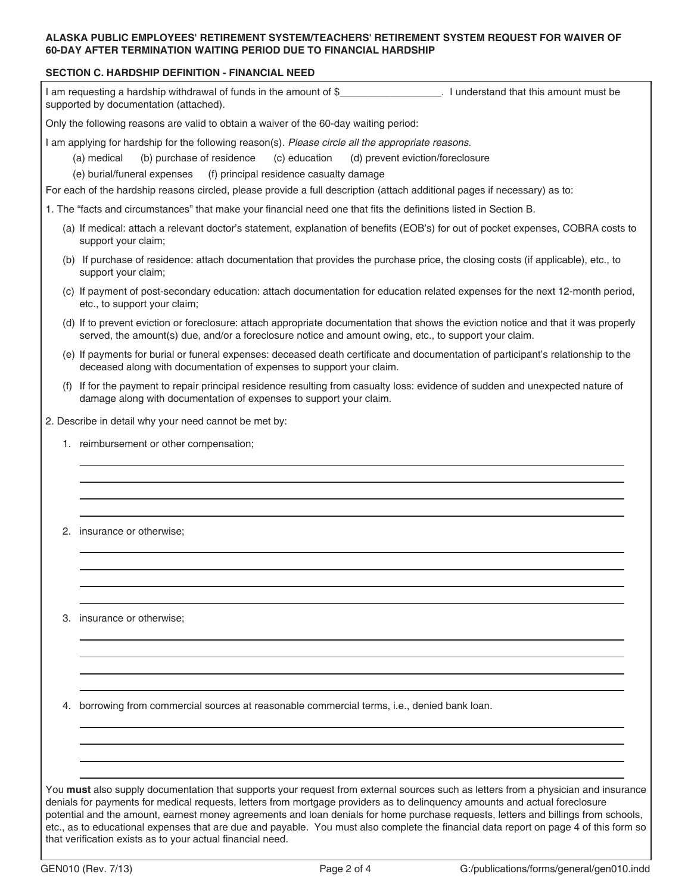**ALASKA PUBLIC EMPLOYEES' RETIREMENT SYSTEM/TEACHERS' RETIREMENT SYSTEM REQUEST FOR WAIVER OF 60-DAY AFTER TERMINATION WAITING PERIOD DUE TO FINANCIAL HARDSHIP**

## SECTION C. HARDSHIP DEFINITION - FINANCIAL NEED

I am requesting a hardship withdrawal of funds in the amount of $_________________. I understand that this amount must be supported by documentation (attached).

Only the following reasons are valid to obtain a waiver of the 60-day waiting period:

I am applying for hardship for the following reason(s). *Please circle all the appropriate reasons.*

(a) medical (b) purchase of residence (c) education (d) prevent eviction/foreclosure

(e) burial/funeral expenses (f) principal residence casualty damage

For each of the hardship reasons circled, please provide a full description (attach additional pages if necessary) as to:

1. The "facts and circumstances" that make your financial need one that fits the definitions listed in Section B.
   - (a) If medical: attach a relevant doctor's statement, explanation of benefits (EOB's) for out of pocket expenses, COBRA costs to support your claim;
   - (b) If purchase of residence: attach documentation that provides the purchase price, the closing costs (if applicable), etc., to support your claim;
   - (c) If payment of post-secondary education: attach documentation for education related expenses for the next 12-month period, etc., to support your claim;
   - (d) If to prevent eviction or foreclosure: attach appropriate documentation that shows the eviction notice and that it was properly served, the amount(s) due, and/or a foreclosure notice and amount owing, etc., to support your claim.
   - (e) If payments for burial or funeral expenses: deceased death certificate and documentation of participant's relationship to the deceased along with documentation of expenses to support your claim.
   - (f) If for the payment to repair principal residence resulting from casualty loss: evidence of sudden and unexpected nature of damage along with documentation of expenses to support your claim.

2. Describe in detail why your need cannot be met by:
   1. reimbursement or other compensation;

      ______________________________________________________________________

      ______________________________________________________________________

      ______________________________________________________________________

      ______________________________________________________________________

   2. insurance or otherwise;

      ______________________________________________________________________

      ______________________________________________________________________

      ______________________________________________________________________

      ______________________________________________________________________

   3. insurance or otherwise;

      ______________________________________________________________________

      ______________________________________________________________________

      ______________________________________________________________________

      ______________________________________________________________________

   4. borrowing from commercial sources at reasonable commercial terms, i.e., denied bank loan.

      ______________________________________________________________________

      ______________________________________________________________________

      ______________________________________________________________________

      ______________________________________________________________________

You **must** also supply documentation that supports your request from external sources such as letters from a physician and insurance denials for payments for medical requests, letters from mortgage providers as to delinquency amounts and actual foreclosure potential and the amount, earnest money agreements and loan denials for home purchase requests, letters and billings from schools, etc., as to educational expenses that are due and payable. You must also complete the financial data report on page 4 of this form so that verification exists as to your actual financial need.

GEN010 (Rev. 7/13) G:/publications/forms/general/gen010.indd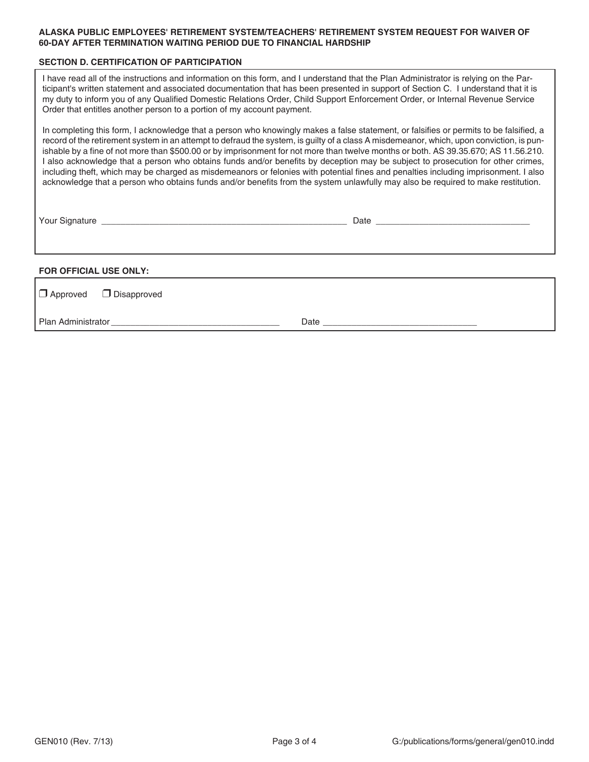**ALASKA PUBLIC EMPLOYEES' RETIREMENT SYSTEM/TEACHERS' RETIREMENT SYSTEM REQUEST FOR WAIVER OF 60-DAY AFTER TERMINATION WAITING PERIOD DUE TO FINANCIAL HARDSHIP**

## SECTION D. CERTIFICATION OF PARTICIPATION

I have read all of the instructions and information on this form, and I understand that the Plan Administrator is relying on the Participant's written statement and associated documentation that has been presented in support of Section C. I understand that it is my duty to inform you of any Qualified Domestic Relations Order, Child Support Enforcement Order, or Internal Revenue Service Order that entitles another person to a portion of my account payment.

In completing this form, I acknowledge that a person who knowingly makes a false statement, or falsifies or permits to be falsified, a record of the retirement system in an attempt to defraud the system, is guilty of a class A misdemeanor, which, upon conviction, is punishable by a fine of not more than $500.00 or by imprisonment for not more than twelve months or both. AS 39.35.670; AS 11.56.210. I also acknowledge that a person who obtains funds and/or benefits by deception may be subject to prosecution for other crimes, including theft, which may be charged as misdemeanors or felonies with potential fines and penalties including imprisonment. I also acknowledge that a person who obtains funds and/or benefits from the system unlawfully may also be required to make restitution.

Your Signature ____________________________________________ Date ______________________________

**FOR OFFICIAL USE ONLY:**

❒ Approved ❒ Disapproved

Plan Administrator ________________________________ Date ______________________________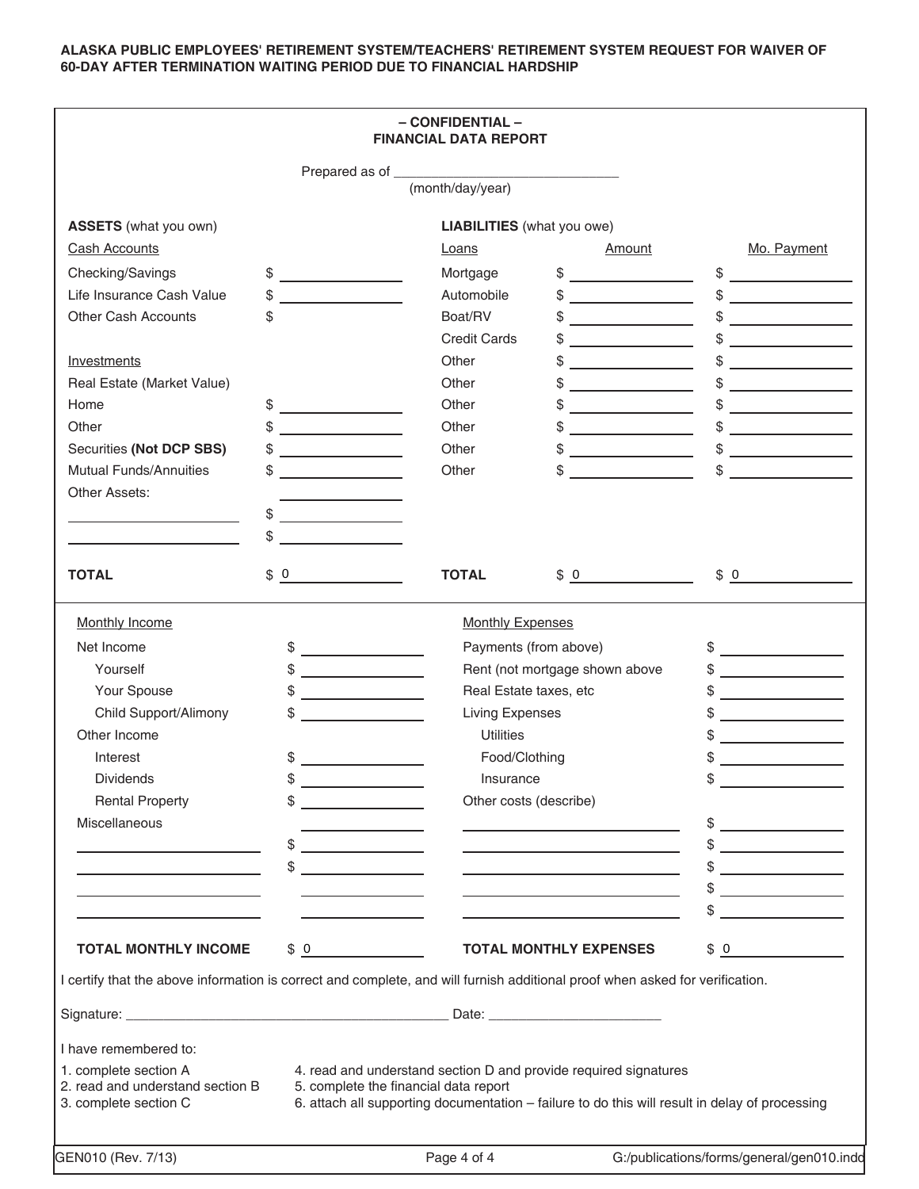**ALASKA PUBLIC EMPLOYEES' RETIREMENT SYSTEM/TEACHERS' RETIREMENT SYSTEM REQUEST FOR WAIVER OF 60-DAY AFTER TERMINATION WAITING PERIOD DUE TO FINANCIAL HARDSHIP**

## – CONFIDENTIAL –
## FINANCIAL DATA REPORT

Prepared as of ______________________________
(month/day/year)

| **ASSETS** (what you own) | | **LIABILITIES** (what you owe) | | |
|---|---|---|---|---|
| Cash Accounts | | Loans | Amount | Mo. Payment |
| Checking/Savings | $ | Mortgage | $ | $ |
| Life Insurance Cash Value | $ | Automobile | $ | $ |
| Other Cash Accounts | $ | Boat/RV | $ | $ |
| | | Credit Cards | $ | $ |
| Investments | | Other | $ | $ |
| Real Estate (Market Value) | | Other | $ | $ |
| Home | $ | Other | $ | $ |
| Other | $ | Other | $ | $ |
| Securities **(Not DCP SBS)** | $ | Other | $ | $ |
| Mutual Funds/Annuities | $ | Other | $ | $ |
| Other Assets: | | | | |
| ____________ | $ | | | |
| ____________ | $ | | | |
| **TOTAL** | $ 0 | **TOTAL** | $ 0 | $ 0 |

| Monthly Income | | Monthly Expenses | |
|---|---|---|---|
| Net Income | $ | Payments (from above) | $ |
| Yourself | $ | Rent (not mortgage shown above | $ |
| Your Spouse | $ | Real Estate taxes, etc | $ |
| Child Support/Alimony | $ | Living Expenses | $ |
| Other Income | | Utilities | $ |
| Interest | $ | Food/Clothing | $ |
| Dividends | $ | Insurance | $ |
| Rental Property | $ | Other costs (describe) | |
| Miscellaneous | | ____________ | $ |
| ____________ | $ | ____________ | $ |
| ____________ | $ | ____________ | $ |
| ____________ | | ____________ | $ |
| ____________ | | ____________ | $ |
| **TOTAL MONTHLY INCOME** | $ 0 | **TOTAL MONTHLY EXPENSES** | $ 0 |

I certify that the above information is correct and complete, and will furnish additional proof when asked for verification.

Signature: ________________________________________ Date: ______________________

I have remembered to:

1. complete section A
2. read and understand section B
3. complete section C
4. read and understand section D and provide required signatures
5. complete the financial data report
6. attach all supporting documentation – failure to do this will result in delay of processing

GEN010 (Rev. 7/13) G:/publications/forms/general/gen010.indd